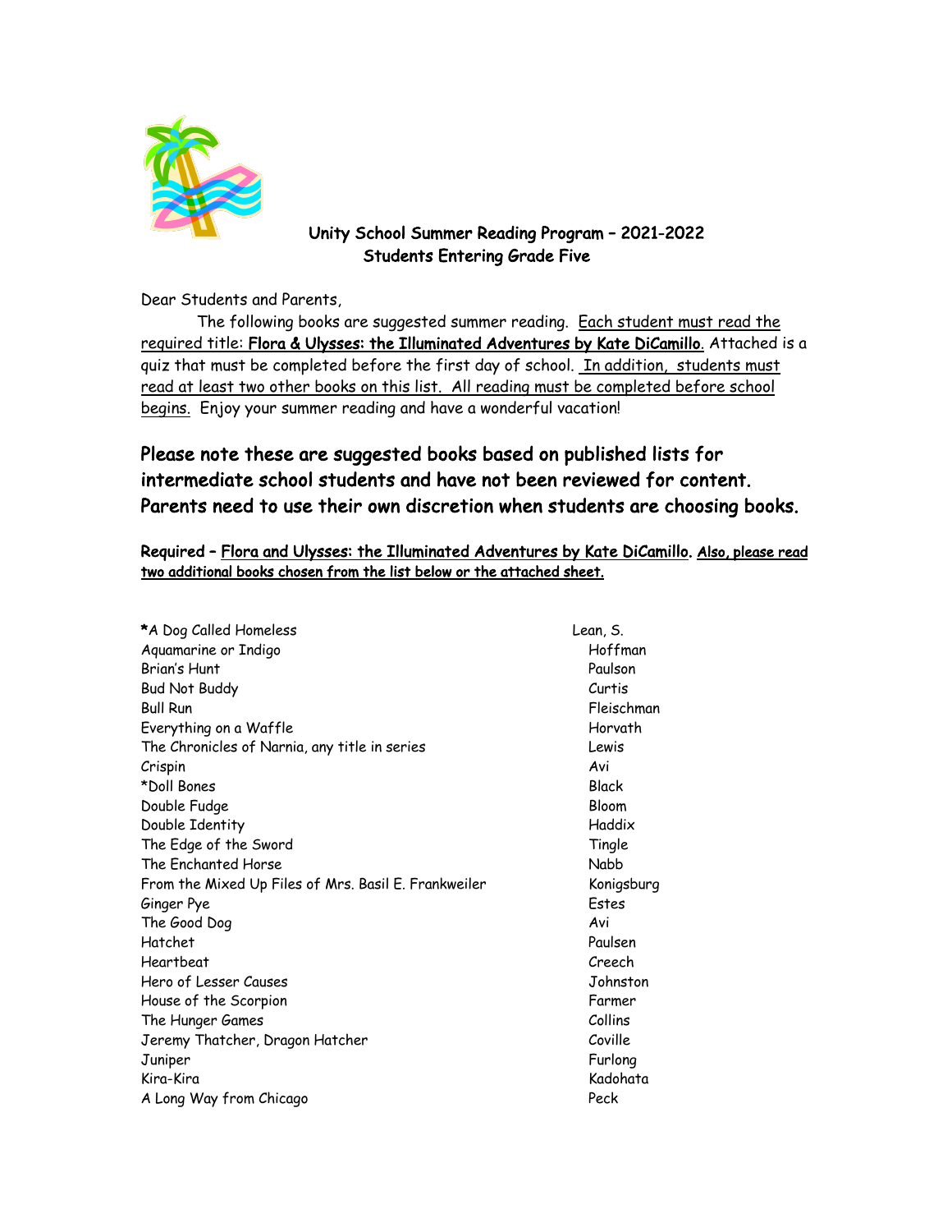## Unity School Summer Reading Program – 2021-2022
## Students Entering Grade Five

Dear Students and Parents,

The following books are suggested summer reading. <u>Each student must read the required title: **Flora & Ulysses: the Illuminated Adventures by Kate DiCamillo**.</u> Attached is a quiz that must be completed before the first day of school. <u>In addition, students must read at least two other books on this list. All reading must be completed before school begins.</u> Enjoy your summer reading and have a wonderful vacation!

**Please note these are suggested books based on published lists for intermediate school students and have not been reviewed for content. Parents need to use their own discretion when students are choosing books.**

**Required – <u>Flora and Ulysses: the Illuminated Adventures by Kate DiCamillo</u>. <u>Also, please read two additional books chosen from the list below or the attached sheet.</u>**

| Title | Author |
|---|---|
| *A Dog Called Homeless | Lean, S. |
| Aquamarine or Indigo | Hoffman |
| Brian's Hunt | Paulson |
| Bud Not Buddy | Curtis |
| Bull Run | Fleischman |
| Everything on a Waffle | Horvath |
| The Chronicles of Narnia, any title in series | Lewis |
| Crispin | Avi |
| *Doll Bones | Black |
| Double Fudge | Bloom |
| Double Identity | Haddix |
| The Edge of the Sword | Tingle |
| The Enchanted Horse | Nabb |
| From the Mixed Up Files of Mrs. Basil E. Frankweiler | Konigsburg |
| Ginger Pye | Estes |
| The Good Dog | Avi |
| Hatchet | Paulsen |
| Heartbeat | Creech |
| Hero of Lesser Causes | Johnston |
| House of the Scorpion | Farmer |
| The Hunger Games | Collins |
| Jeremy Thatcher, Dragon Hatcher | Coville |
| Juniper | Furlong |
| Kira-Kira | Kadohata |
| A Long Way from Chicago | Peck |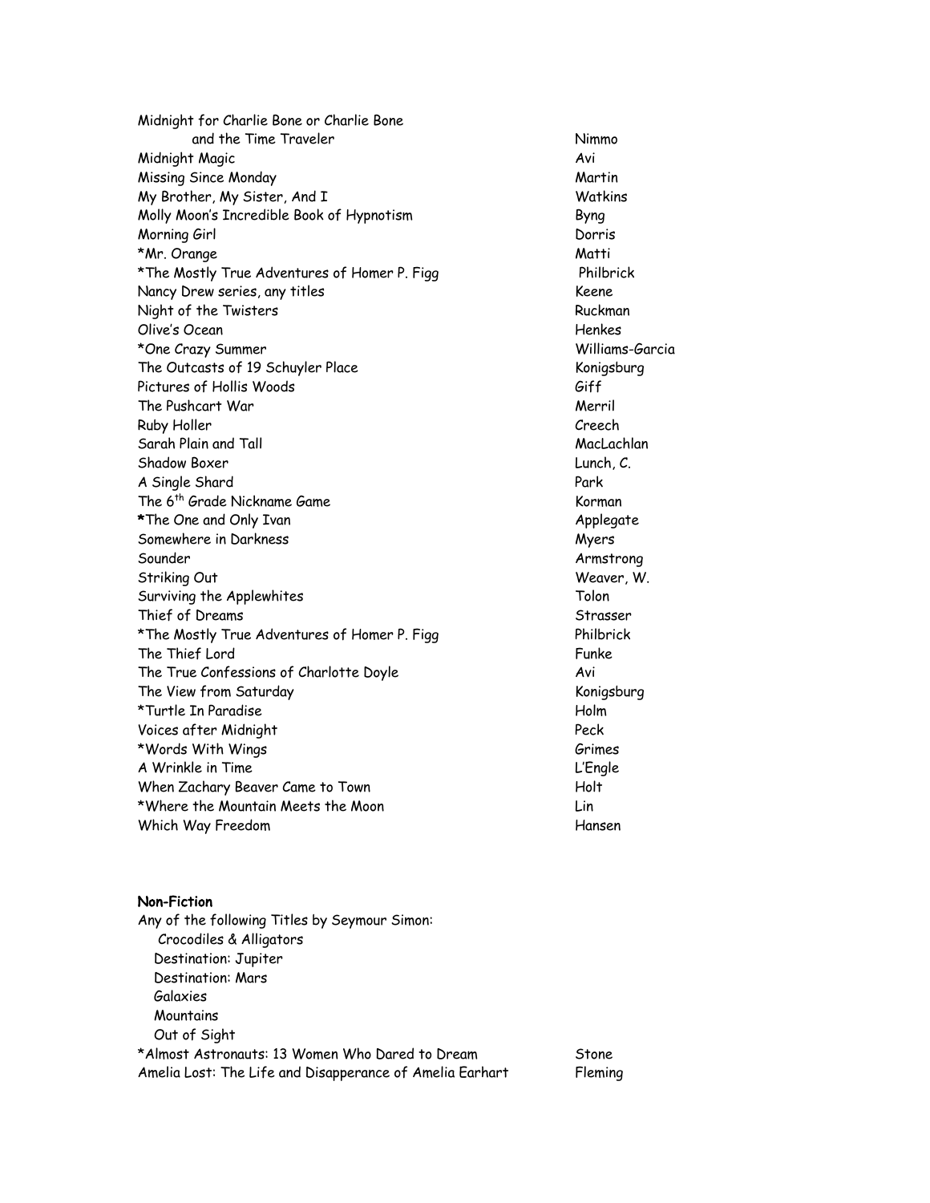| | |
|---|---|
| Midnight for Charlie Bone or Charlie Bone and the Time Traveler | Nimmo |
| Midnight Magic | Avi |
| Missing Since Monday | Martin |
| My Brother, My Sister, And I | Watkins |
| Molly Moon's Incredible Book of Hypnotism | Byng |
| Morning Girl | Dorris |
| *Mr. Orange | Matti |
| *The Mostly True Adventures of Homer P. Figg | Philbrick |
| Nancy Drew series, any titles | Keene |
| Night of the Twisters | Ruckman |
| Olive's Ocean | Henkes |
| *One Crazy Summer | Williams-Garcia |
| The Outcasts of 19 Schuyler Place | Konigsburg |
| Pictures of Hollis Woods | Giff |
| The Pushcart War | Merril |
| Ruby Holler | Creech |
| Sarah Plain and Tall | MacLachlan |
| Shadow Boxer | Lunch, C. |
| A Single Shard | Park |
| The 6th Grade Nickname Game | Korman |
| *The One and Only Ivan | Applegate |
| Somewhere in Darkness | Myers |
| Sounder | Armstrong |
| Striking Out | Weaver, W. |
| Surviving the Applewhites | Tolon |
| Thief of Dreams | Strasser |
| *The Mostly True Adventures of Homer P. Figg | Philbrick |
| The Thief Lord | Funke |
| The True Confessions of Charlotte Doyle | Avi |
| The View from Saturday | Konigsburg |
| *Turtle In Paradise | Holm |
| Voices after Midnight | Peck |
| *Words With Wings | Grimes |
| A Wrinkle in Time | L'Engle |
| When Zachary Beaver Came to Town | Holt |
| *Where the Mountain Meets the Moon | Lin |
| Which Way Freedom | Hansen |

**Non-Fiction**

Any of the following Titles by Seymour Simon:
- Crocodiles & Alligators
- Destination: Jupiter
- Destination: Mars
- Galaxies
- Mountains
- Out of Sight

| | |
|---|---|
| *Almost Astronauts: 13 Women Who Dared to Dream | Stone |
| Amelia Lost: The Life and Disapperance of Amelia Earhart | Fleming |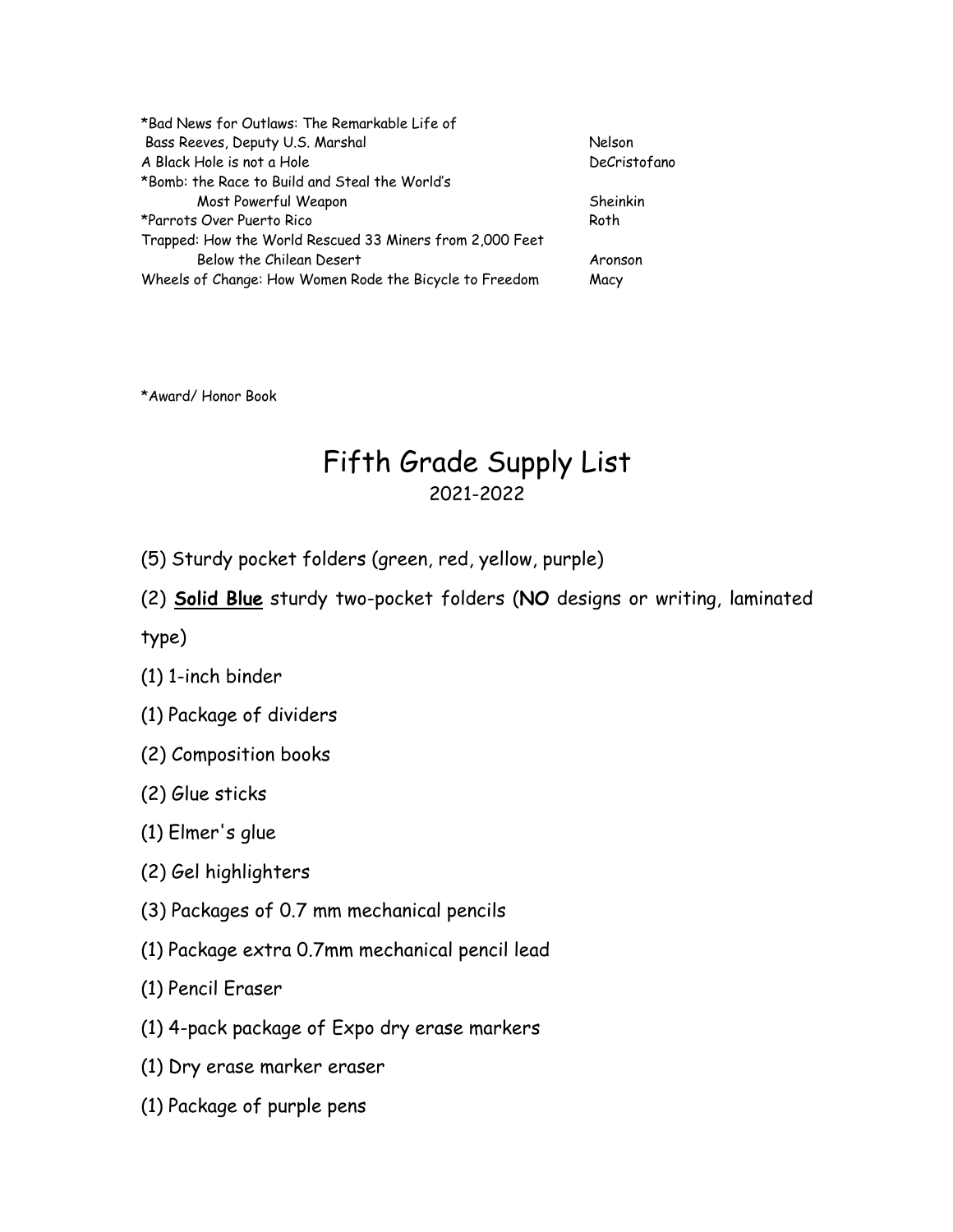| | |
|---|---|
| *Bad News for Outlaws: The Remarkable Life of Bass Reeves, Deputy U.S. Marshal | Nelson |
| A Black Hole is not a Hole | DeCristofano |
| *Bomb: the Race to Build and Steal the World's Most Powerful Weapon | Sheinkin |
| *Parrots Over Puerto Rico | Roth |
| Trapped: How the World Rescued 33 Miners from 2,000 Feet Below the Chilean Desert | Aronson |
| Wheels of Change: How Women Rode the Bicycle to Freedom | Macy |

*Award/ Honor Book

# Fifth Grade Supply List

2021-2022

(5) Sturdy pocket folders (green, red, yellow, purple)

(2) **Solid Blue** sturdy two-pocket folders (**NO** designs or writing, laminated type)

(1) 1-inch binder

(1) Package of dividers

(2) Composition books

(2) Glue sticks

(1) Elmer's glue

(2) Gel highlighters

(3) Packages of 0.7 mm mechanical pencils

(1) Package extra 0.7mm mechanical pencil lead

(1) Pencil Eraser

(1) 4-pack package of Expo dry erase markers

(1) Dry erase marker eraser

(1) Package of purple pens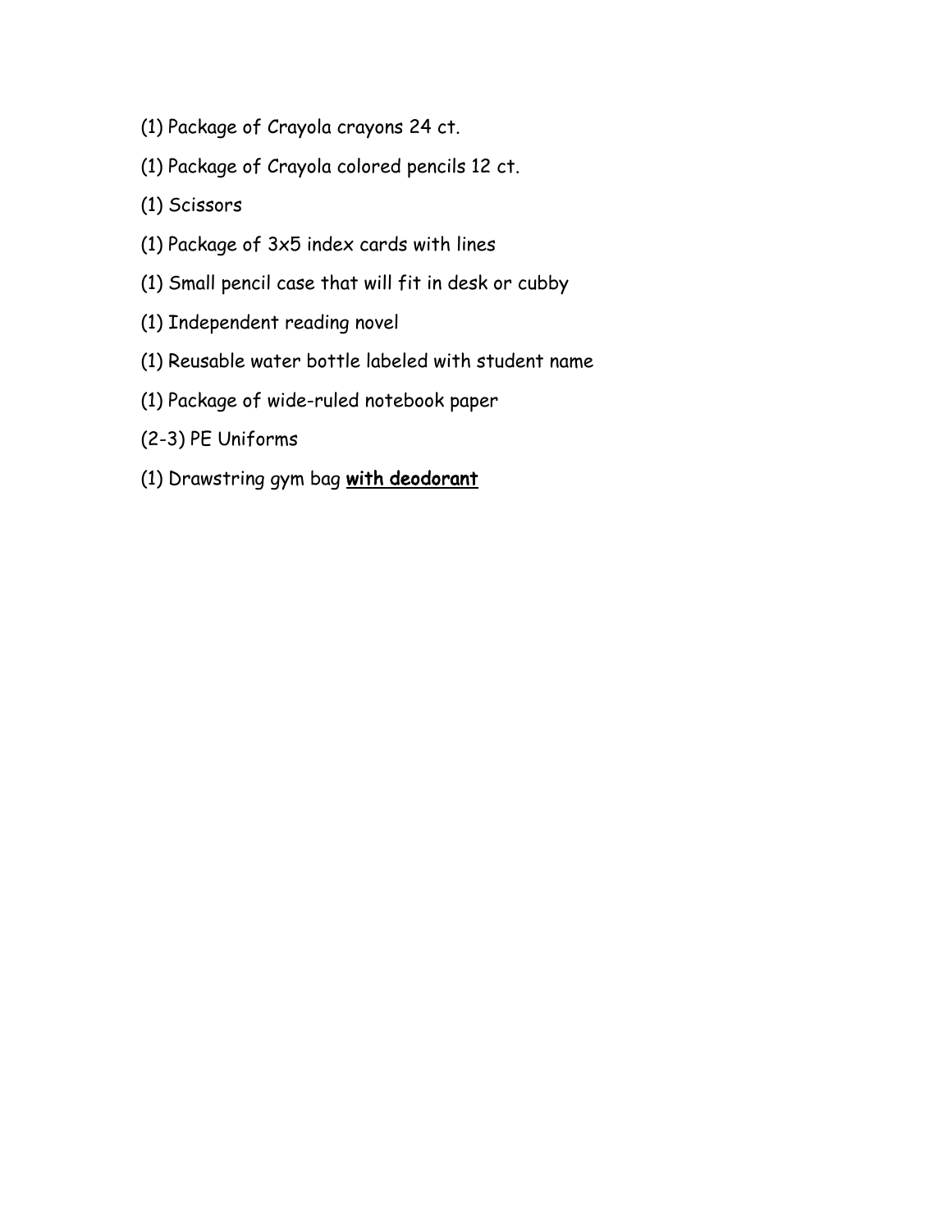(1) Package of Crayola crayons 24 ct.

(1) Package of Crayola colored pencils 12 ct.

(1) Scissors

(1) Package of 3x5 index cards with lines

(1) Small pencil case that will fit in desk or cubby

(1) Independent reading novel

(1) Reusable water bottle labeled with student name

(1) Package of wide-ruled notebook paper

(2-3) PE Uniforms

(1) Drawstring gym bag <u>**with deodorant**</u>